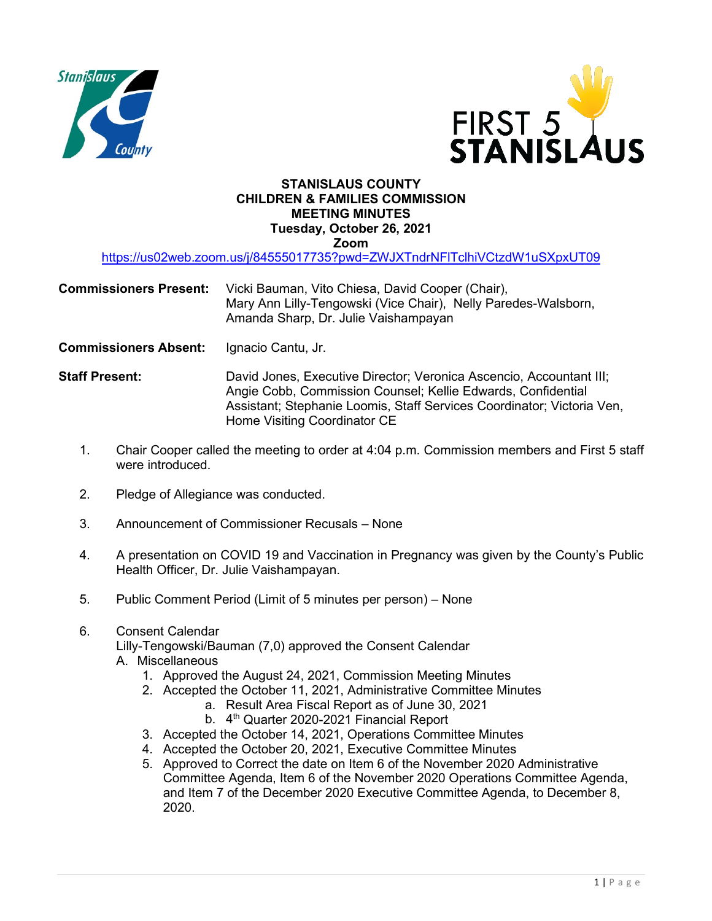# STANISLAUS COUNTY
## CHILDREN & FAMILIES COMMISSION
## MEETING MINUTES
**Tuesday, October 26, 2021**
**Zoom**

https://us02web.zoom.us/j/84555017735?pwd=ZWJXTndrNFlTclhiVCtzdW1uSXpxUT09

**Commissioners Present:** Vicki Bauman, Vito Chiesa, David Cooper (Chair), Mary Ann Lilly-Tengowski (Vice Chair), Nelly Paredes-Walsborn, Amanda Sharp, Dr. Julie Vaishampayan

**Commissioners Absent:** Ignacio Cantu, Jr.

**Staff Present:** David Jones, Executive Director; Veronica Ascencio, Accountant III; Angie Cobb, Commission Counsel; Kellie Edwards, Confidential Assistant; Stephanie Loomis, Staff Services Coordinator; Victoria Ven, Home Visiting Coordinator CE

1. Chair Cooper called the meeting to order at 4:04 p.m. Commission members and First 5 staff were introduced.

2. Pledge of Allegiance was conducted.

3. Announcement of Commissioner Recusals – None

4. A presentation on COVID 19 and Vaccination in Pregnancy was given by the County's Public Health Officer, Dr. Julie Vaishampayan.

5. Public Comment Period (Limit of 5 minutes per person) – None

6. Consent Calendar
   Lilly-Tengowski/Bauman (7,0) approved the Consent Calendar
   A. Miscellaneous
      1. Approved the August 24, 2021, Commission Meeting Minutes
      2. Accepted the October 11, 2021, Administrative Committee Minutes
         a. Result Area Fiscal Report as of June 30, 2021
         b. 4th Quarter 2020-2021 Financial Report
      3. Accepted the October 14, 2021, Operations Committee Minutes
      4. Accepted the October 20, 2021, Executive Committee Minutes
      5. Approved to Correct the date on Item 6 of the November 2020 Administrative Committee Agenda, Item 6 of the November 2020 Operations Committee Agenda, and Item 7 of the December 2020 Executive Committee Agenda, to December 8, 2020.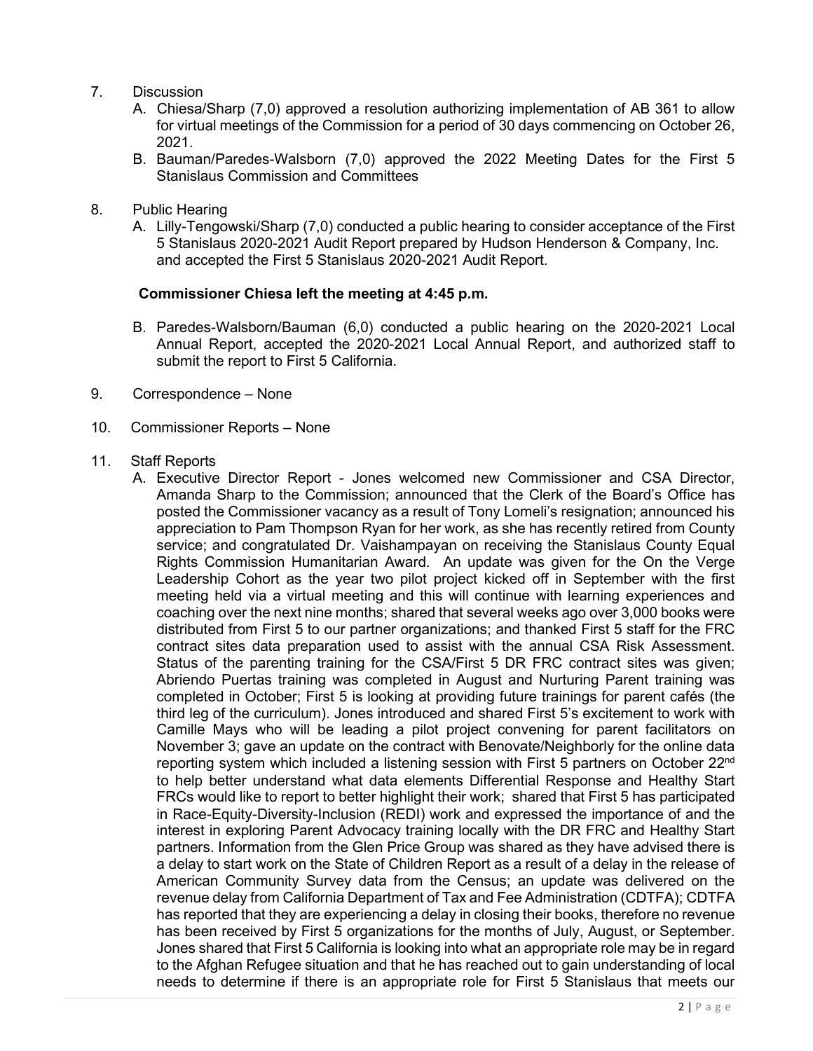7. Discussion
   A. Chiesa/Sharp (7,0) approved a resolution authorizing implementation of AB 361 to allow for virtual meetings of the Commission for a period of 30 days commencing on October 26, 2021.
   B. Bauman/Paredes-Walsborn (7,0) approved the 2022 Meeting Dates for the First 5 Stanislaus Commission and Committees

8. Public Hearing
   A. Lilly-Tengowski/Sharp (7,0) conducted a public hearing to consider acceptance of the First 5 Stanislaus 2020-2021 Audit Report prepared by Hudson Henderson & Company, Inc. and accepted the First 5 Stanislaus 2020-2021 Audit Report.

   **Commissioner Chiesa left the meeting at 4:45 p.m.**

   B. Paredes-Walsborn/Bauman (6,0) conducted a public hearing on the 2020-2021 Local Annual Report, accepted the 2020-2021 Local Annual Report, and authorized staff to submit the report to First 5 California.

9. Correspondence – None

10. Commissioner Reports – None

11. Staff Reports
   A. Executive Director Report - Jones welcomed new Commissioner and CSA Director, Amanda Sharp to the Commission; announced that the Clerk of the Board's Office has posted the Commissioner vacancy as a result of Tony Lomeli's resignation; announced his appreciation to Pam Thompson Ryan for her work, as she has recently retired from County service; and congratulated Dr. Vaishampayan on receiving the Stanislaus County Equal Rights Commission Humanitarian Award. An update was given for the On the Verge Leadership Cohort as the year two pilot project kicked off in September with the first meeting held via a virtual meeting and this will continue with learning experiences and coaching over the next nine months; shared that several weeks ago over 3,000 books were distributed from First 5 to our partner organizations; and thanked First 5 staff for the FRC contract sites data preparation used to assist with the annual CSA Risk Assessment. Status of the parenting training for the CSA/First 5 DR FRC contract sites was given; Abriendo Puertas training was completed in August and Nurturing Parent training was completed in October; First 5 is looking at providing future trainings for parent cafés (the third leg of the curriculum). Jones introduced and shared First 5's excitement to work with Camille Mays who will be leading a pilot project convening for parent facilitators on November 3; gave an update on the contract with Benovate/Neighborly for the online data reporting system which included a listening session with First 5 partners on October 22nd to help better understand what data elements Differential Response and Healthy Start FRCs would like to report to better highlight their work; shared that First 5 has participated in Race-Equity-Diversity-Inclusion (REDI) work and expressed the importance of and the interest in exploring Parent Advocacy training locally with the DR FRC and Healthy Start partners. Information from the Glen Price Group was shared as they have advised there is a delay to start work on the State of Children Report as a result of a delay in the release of American Community Survey data from the Census; an update was delivered on the revenue delay from California Department of Tax and Fee Administration (CDTFA); CDTFA has reported that they are experiencing a delay in closing their books, therefore no revenue has been received by First 5 organizations for the months of July, August, or September. Jones shared that First 5 California is looking into what an appropriate role may be in regard to the Afghan Refugee situation and that he has reached out to gain understanding of local needs to determine if there is an appropriate role for First 5 Stanislaus that meets our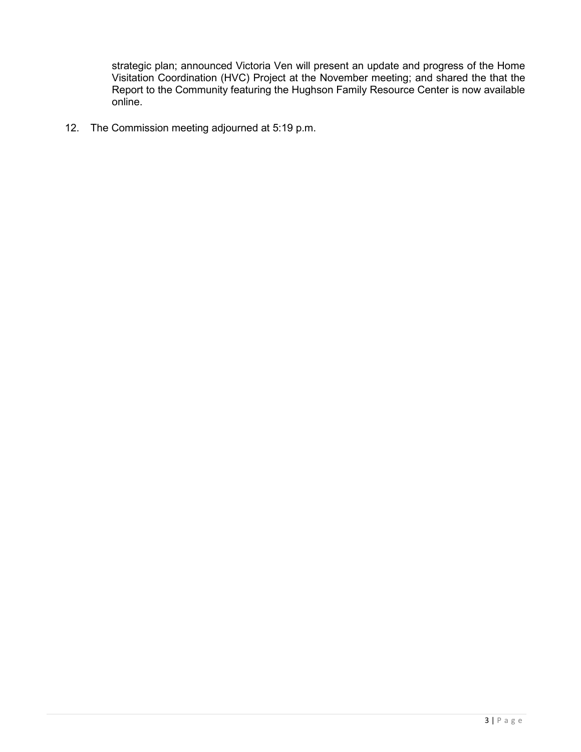strategic plan; announced Victoria Ven will present an update and progress of the Home Visitation Coordination (HVC) Project at the November meeting; and shared the that the Report to the Community featuring the Hughson Family Resource Center is now available online.

12. The Commission meeting adjourned at 5:19 p.m.